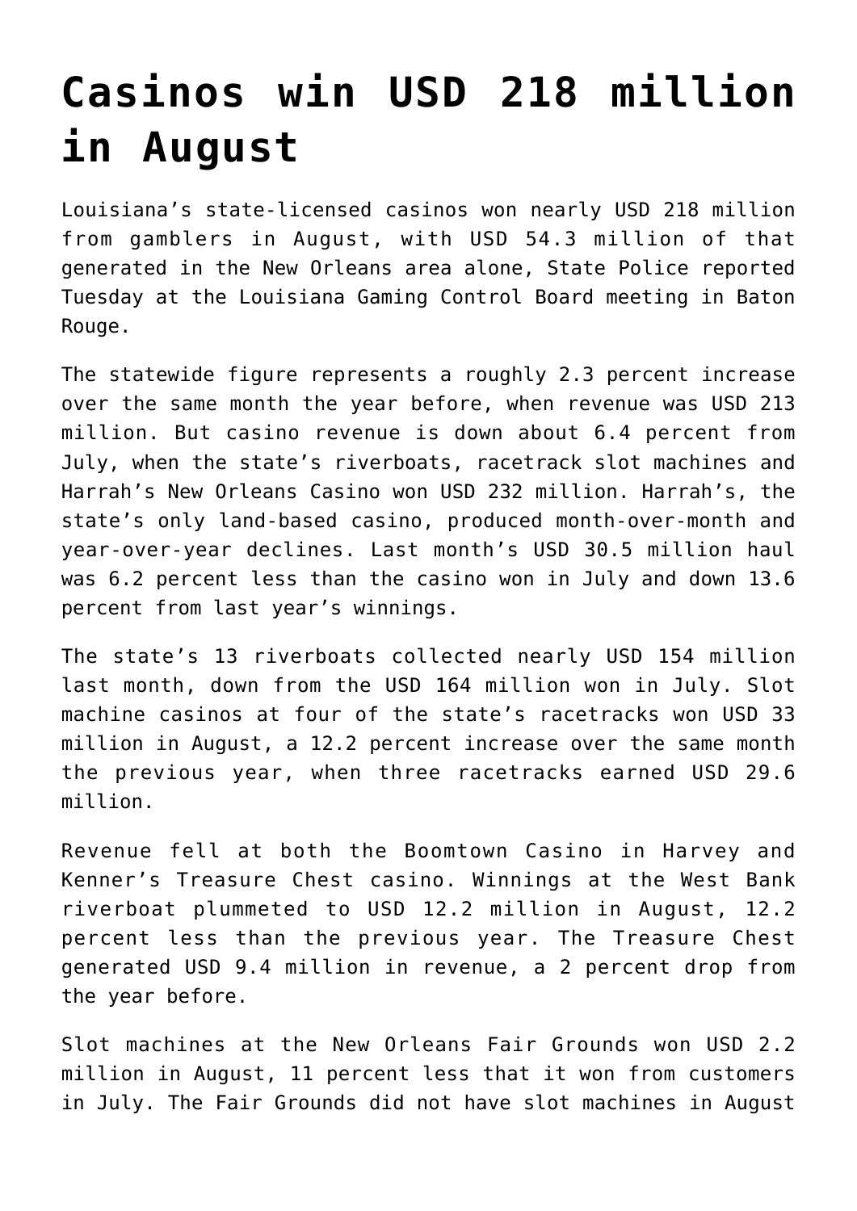# Casinos win USD 218 million in August

Louisiana's state-licensed casinos won nearly USD 218 million from gamblers in August, with USD 54.3 million of that generated in the New Orleans area alone, State Police reported Tuesday at the Louisiana Gaming Control Board meeting in Baton Rouge.

The statewide figure represents a roughly 2.3 percent increase over the same month the year before, when revenue was USD 213 million. But casino revenue is down about 6.4 percent from July, when the state's riverboats, racetrack slot machines and Harrah's New Orleans Casino won USD 232 million. Harrah's, the state's only land-based casino, produced month-over-month and year-over-year declines. Last month's USD 30.5 million haul was 6.2 percent less than the casino won in July and down 13.6 percent from last year's winnings.

The state's 13 riverboats collected nearly USD 154 million last month, down from the USD 164 million won in July. Slot machine casinos at four of the state's racetracks won USD 33 million in August, a 12.2 percent increase over the same month the previous year, when three racetracks earned USD 29.6 million.

Revenue fell at both the Boomtown Casino in Harvey and Kenner's Treasure Chest casino. Winnings at the West Bank riverboat plummeted to USD 12.2 million in August, 12.2 percent less than the previous year. The Treasure Chest generated USD 9.4 million in revenue, a 2 percent drop from the year before.

Slot machines at the New Orleans Fair Grounds won USD 2.2 million in August, 11 percent less that it won from customers in July. The Fair Grounds did not have slot machines in August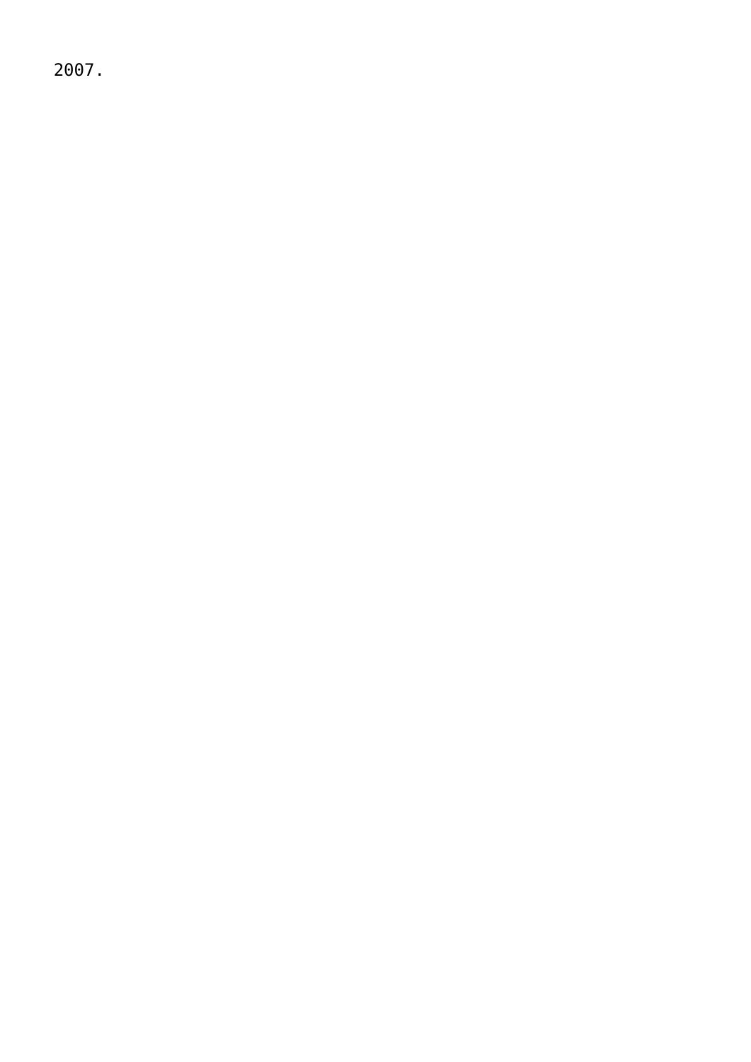2007.